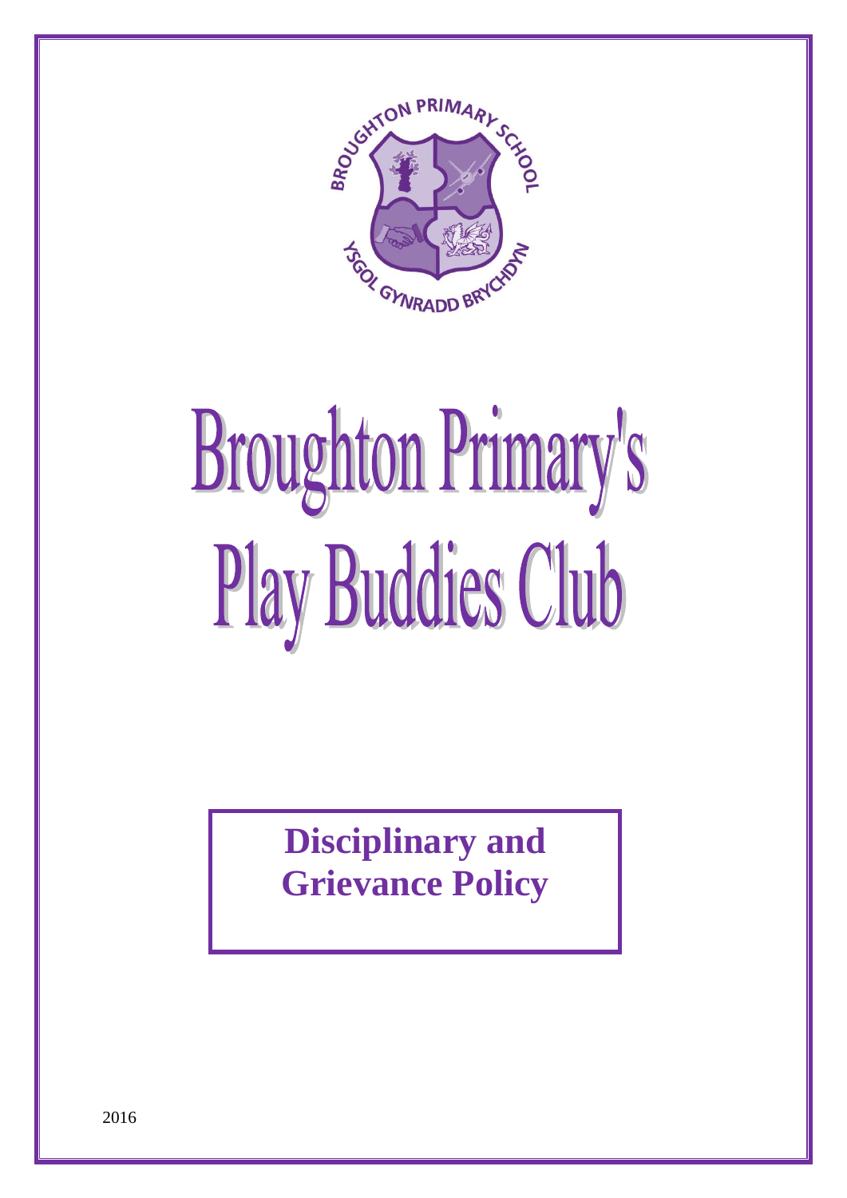# Broughton Primary's Play Buddies Club

## Disciplinary and Grievance Policy

2016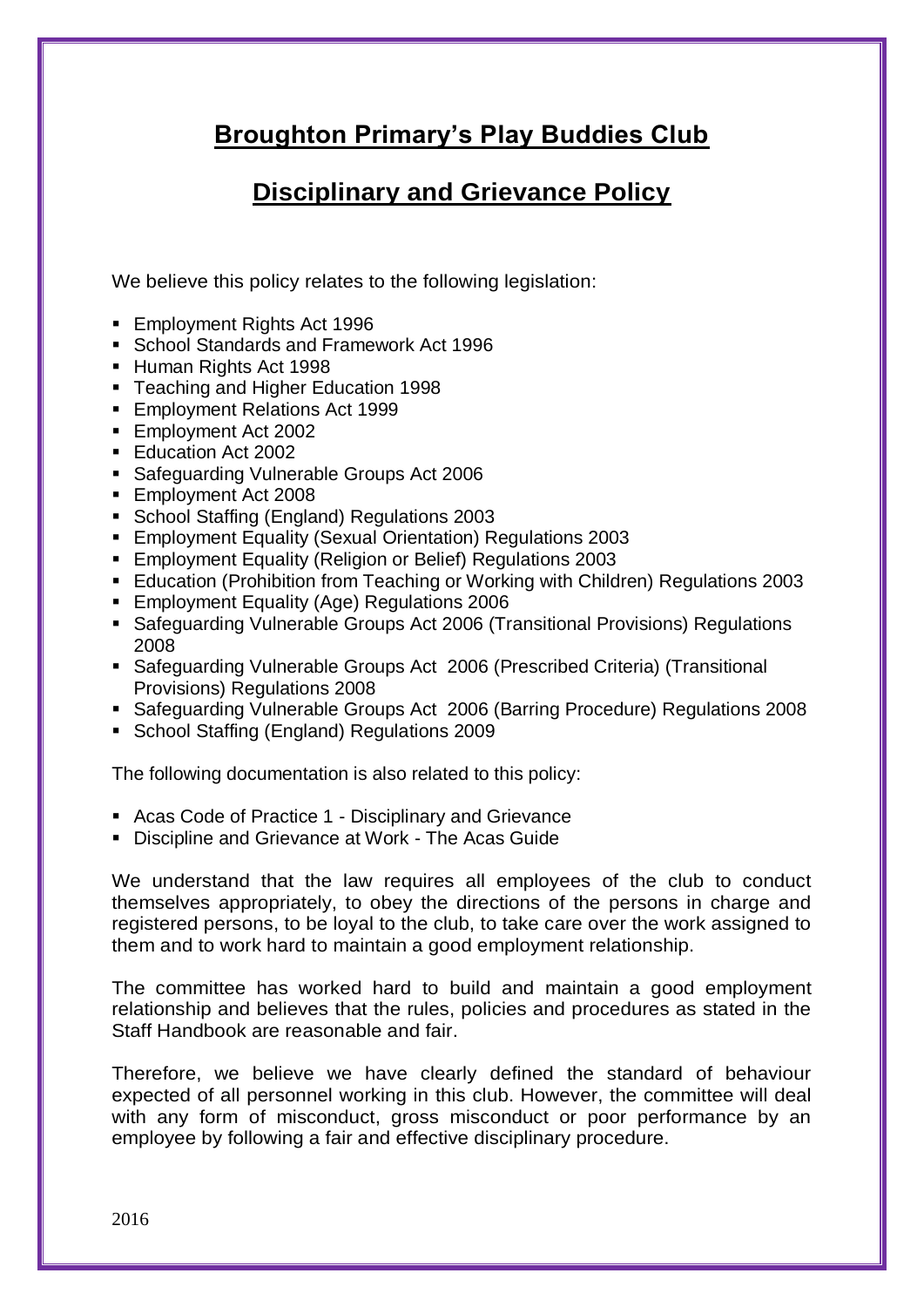# Broughton Primary's Play Buddies Club

## Disciplinary and Grievance Policy

We believe this policy relates to the following legislation:

- Employment Rights Act 1996
- School Standards and Framework Act 1996
- Human Rights Act 1998
- Teaching and Higher Education 1998
- Employment Relations Act 1999
- Employment Act 2002
- Education Act 2002
- Safeguarding Vulnerable Groups Act 2006
- Employment Act 2008
- School Staffing (England) Regulations 2003
- Employment Equality (Sexual Orientation) Regulations 2003
- Employment Equality (Religion or Belief) Regulations 2003
- Education (Prohibition from Teaching or Working with Children) Regulations 2003
- Employment Equality (Age) Regulations 2006
- Safeguarding Vulnerable Groups Act 2006 (Transitional Provisions) Regulations 2008
- Safeguarding Vulnerable Groups Act 2006 (Prescribed Criteria) (Transitional Provisions) Regulations 2008
- Safeguarding Vulnerable Groups Act 2006 (Barring Procedure) Regulations 2008
- School Staffing (England) Regulations 2009

The following documentation is also related to this policy:

- Acas Code of Practice 1 - Disciplinary and Grievance
- Discipline and Grievance at Work - The Acas Guide

We understand that the law requires all employees of the club to conduct themselves appropriately, to obey the directions of the persons in charge and registered persons, to be loyal to the club, to take care over the work assigned to them and to work hard to maintain a good employment relationship.

The committee has worked hard to build and maintain a good employment relationship and believes that the rules, policies and procedures as stated in the Staff Handbook are reasonable and fair.

Therefore, we believe we have clearly defined the standard of behaviour expected of all personnel working in this club. However, the committee will deal with any form of misconduct, gross misconduct or poor performance by an employee by following a fair and effective disciplinary procedure.

2016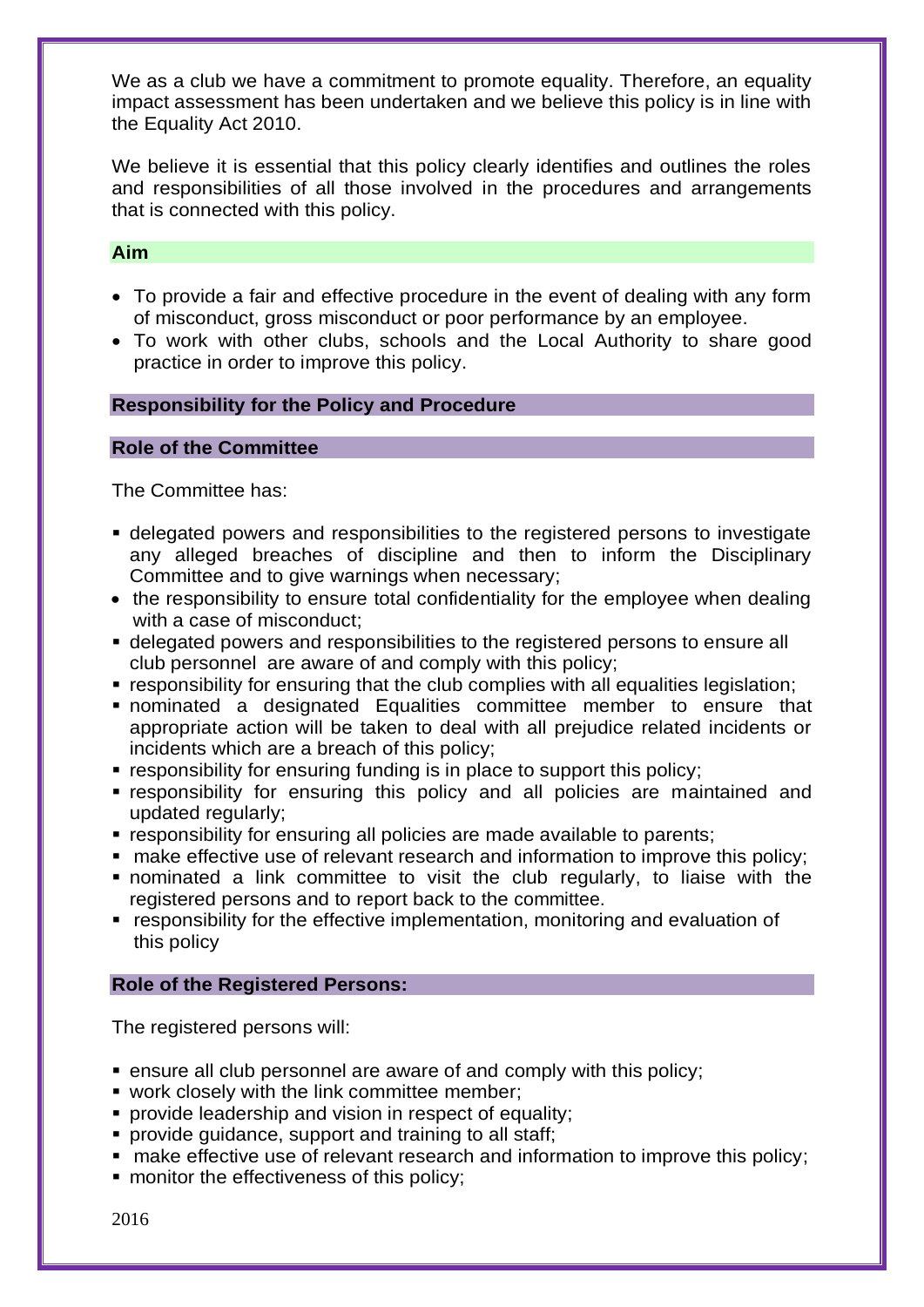We as a club we have a commitment to promote equality. Therefore, an equality impact assessment has been undertaken and we believe this policy is in line with the Equality Act 2010.

We believe it is essential that this policy clearly identifies and outlines the roles and responsibilities of all those involved in the procedures and arrangements that is connected with this policy.

## Aim

- To provide a fair and effective procedure in the event of dealing with any form of misconduct, gross misconduct or poor performance by an employee.
- To work with other clubs, schools and the Local Authority to share good practice in order to improve this policy.

## Responsibility for the Policy and Procedure

## Role of the Committee

The Committee has:

- delegated powers and responsibilities to the registered persons to investigate any alleged breaches of discipline and then to inform the Disciplinary Committee and to give warnings when necessary;
- the responsibility to ensure total confidentiality for the employee when dealing with a case of misconduct;
- delegated powers and responsibilities to the registered persons to ensure all club personnel are aware of and comply with this policy;
- responsibility for ensuring that the club complies with all equalities legislation;
- nominated a designated Equalities committee member to ensure that appropriate action will be taken to deal with all prejudice related incidents or incidents which are a breach of this policy;
- responsibility for ensuring funding is in place to support this policy;
- responsibility for ensuring this policy and all policies are maintained and updated regularly;
- responsibility for ensuring all policies are made available to parents;
- make effective use of relevant research and information to improve this policy;
- nominated a link committee to visit the club regularly, to liaise with the registered persons and to report back to the committee.
- responsibility for the effective implementation, monitoring and evaluation of this policy

## Role of the Registered Persons:

The registered persons will:

- ensure all club personnel are aware of and comply with this policy;
- work closely with the link committee member;
- provide leadership and vision in respect of equality;
- provide guidance, support and training to all staff;
- make effective use of relevant research and information to improve this policy;
- monitor the effectiveness of this policy;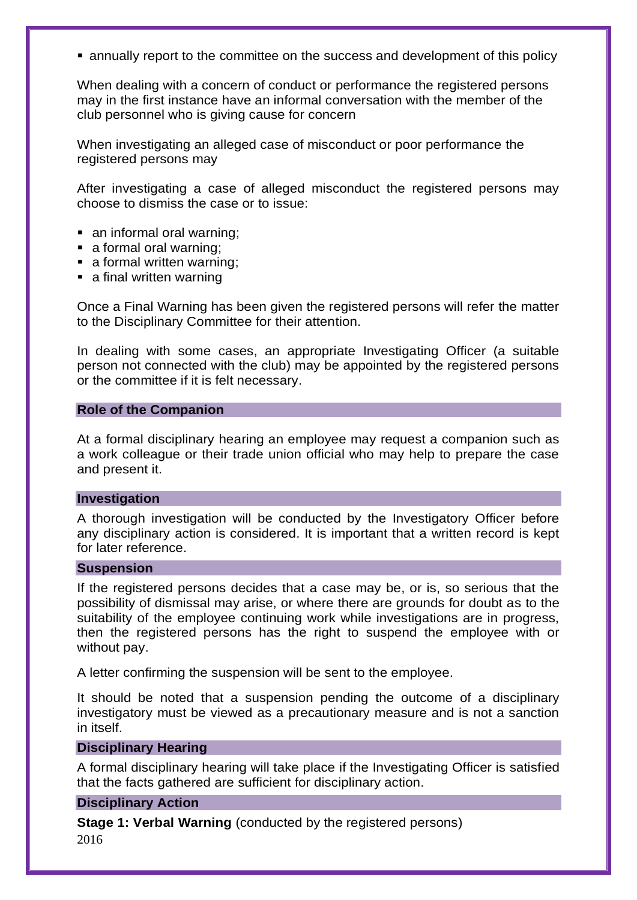- annually report to the committee on the success and development of this policy

When dealing with a concern of conduct or performance the registered persons may in the first instance have an informal conversation with the member of the club personnel who is giving cause for concern

When investigating an alleged case of misconduct or poor performance the registered persons may

After investigating a case of alleged misconduct the registered persons may choose to dismiss the case or to issue:

- an informal oral warning;
- a formal oral warning;
- a formal written warning;
- a final written warning

Once a Final Warning has been given the registered persons will refer the matter to the Disciplinary Committee for their attention.

In dealing with some cases, an appropriate Investigating Officer (a suitable person not connected with the club) may be appointed by the registered persons or the committee if it is felt necessary.

### Role of the Companion

At a formal disciplinary hearing an employee may request a companion such as a work colleague or their trade union official who may help to prepare the case and present it.

### Investigation

A thorough investigation will be conducted by the Investigatory Officer before any disciplinary action is considered. It is important that a written record is kept for later reference.

### Suspension

If the registered persons decides that a case may be, or is, so serious that the possibility of dismissal may arise, or where there are grounds for doubt as to the suitability of the employee continuing work while investigations are in progress, then the registered persons has the right to suspend the employee with or without pay.

A letter confirming the suspension will be sent to the employee.

It should be noted that a suspension pending the outcome of a disciplinary investigatory must be viewed as a precautionary measure and is not a sanction in itself.

### Disciplinary Hearing

A formal disciplinary hearing will take place if the Investigating Officer is satisfied that the facts gathered are sufficient for disciplinary action.

### Disciplinary Action

**Stage 1: Verbal Warning** (conducted by the registered persons)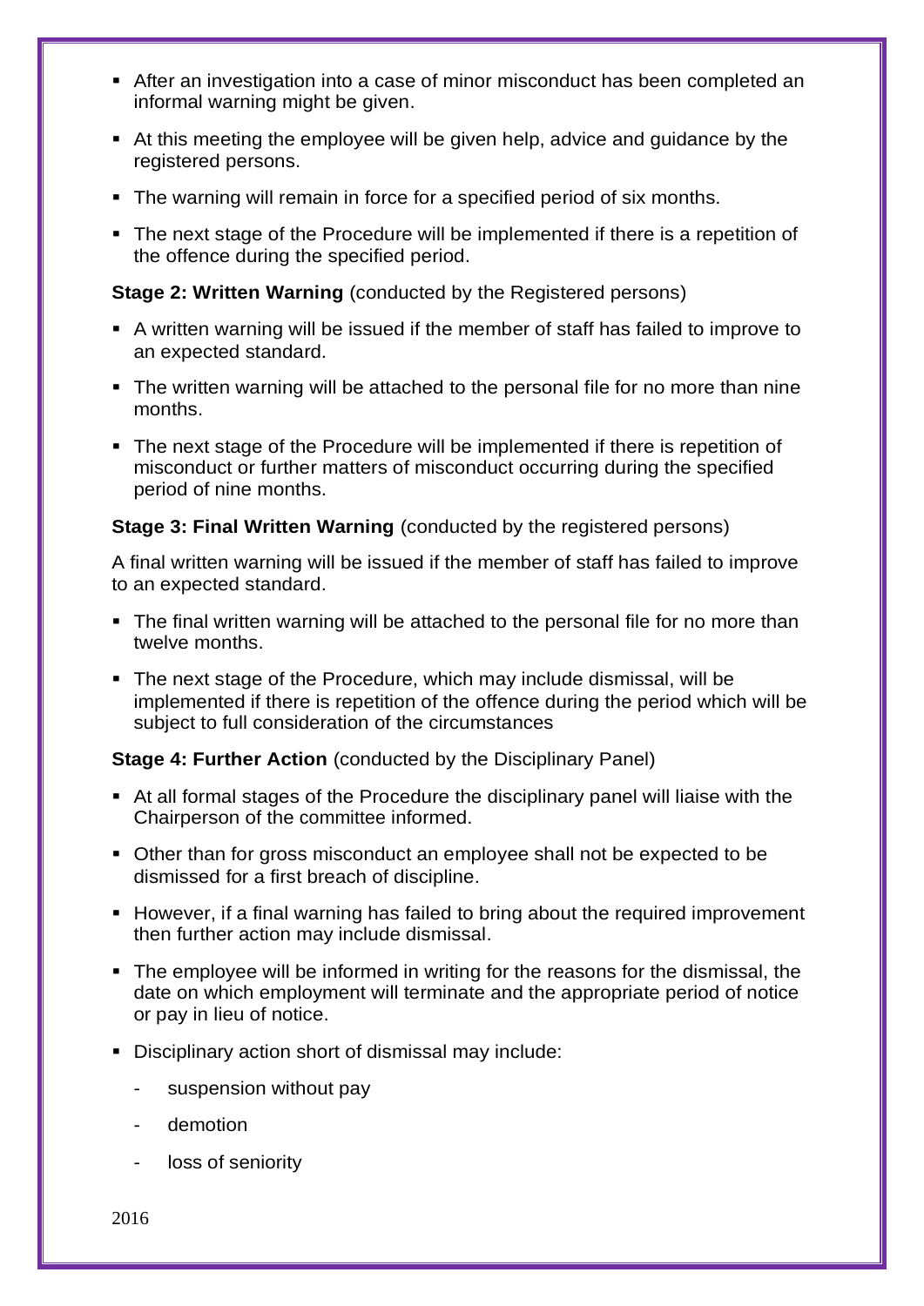- After an investigation into a case of minor misconduct has been completed an informal warning might be given.
- At this meeting the employee will be given help, advice and guidance by the registered persons.
- The warning will remain in force for a specified period of six months.
- The next stage of the Procedure will be implemented if there is a repetition of the offence during the specified period.

**Stage 2: Written Warning** (conducted by the Registered persons)

- A written warning will be issued if the member of staff has failed to improve to an expected standard.
- The written warning will be attached to the personal file for no more than nine months.
- The next stage of the Procedure will be implemented if there is repetition of misconduct or further matters of misconduct occurring during the specified period of nine months.

**Stage 3: Final Written Warning** (conducted by the registered persons)

A final written warning will be issued if the member of staff has failed to improve to an expected standard.

- The final written warning will be attached to the personal file for no more than twelve months.
- The next stage of the Procedure, which may include dismissal, will be implemented if there is repetition of the offence during the period which will be subject to full consideration of the circumstances

**Stage 4: Further Action** (conducted by the Disciplinary Panel)

- At all formal stages of the Procedure the disciplinary panel will liaise with the Chairperson of the committee informed.
- Other than for gross misconduct an employee shall not be expected to be dismissed for a first breach of discipline.
- However, if a final warning has failed to bring about the required improvement then further action may include dismissal.
- The employee will be informed in writing for the reasons for the dismissal, the date on which employment will terminate and the appropriate period of notice or pay in lieu of notice.
- Disciplinary action short of dismissal may include:
  - suspension without pay
  - demotion
  - loss of seniority

2016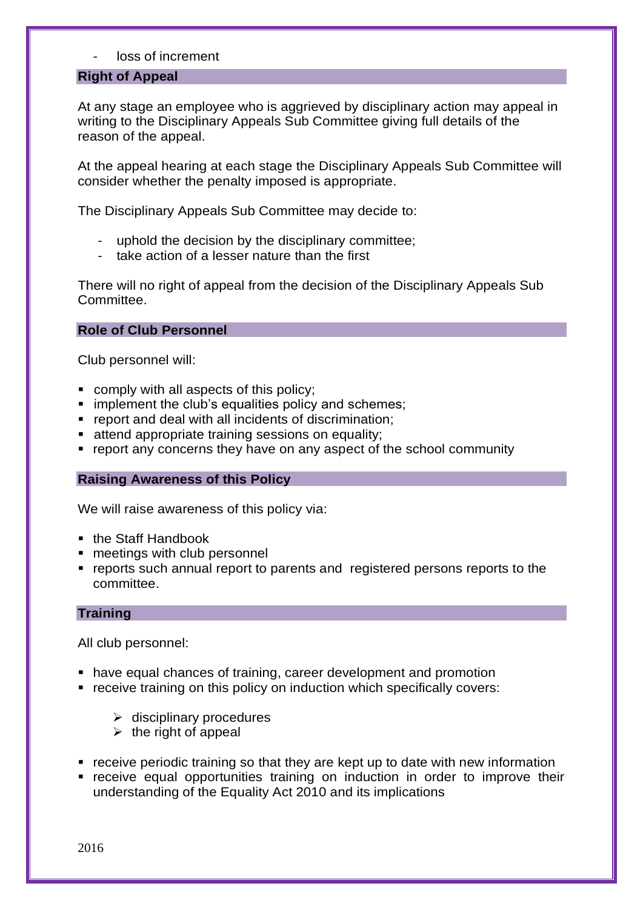- loss of increment

## Right of Appeal

At any stage an employee who is aggrieved by disciplinary action may appeal in writing to the Disciplinary Appeals Sub Committee giving full details of the reason of the appeal.

At the appeal hearing at each stage the Disciplinary Appeals Sub Committee will consider whether the penalty imposed is appropriate.

The Disciplinary Appeals Sub Committee may decide to:

- uphold the decision by the disciplinary committee;
- take action of a lesser nature than the first

There will no right of appeal from the decision of the Disciplinary Appeals Sub Committee.

## Role of Club Personnel

Club personnel will:

- comply with all aspects of this policy;
- implement the club's equalities policy and schemes;
- report and deal with all incidents of discrimination;
- attend appropriate training sessions on equality;
- report any concerns they have on any aspect of the school community

## Raising Awareness of this Policy

We will raise awareness of this policy via:

- the Staff Handbook
- meetings with club personnel
- reports such annual report to parents and registered persons reports to the committee.

## Training

All club personnel:

- have equal chances of training, career development and promotion
- receive training on this policy on induction which specifically covers:
  - disciplinary procedures
  - the right of appeal
- receive periodic training so that they are kept up to date with new information
- receive equal opportunities training on induction in order to improve their understanding of the Equality Act 2010 and its implications

2016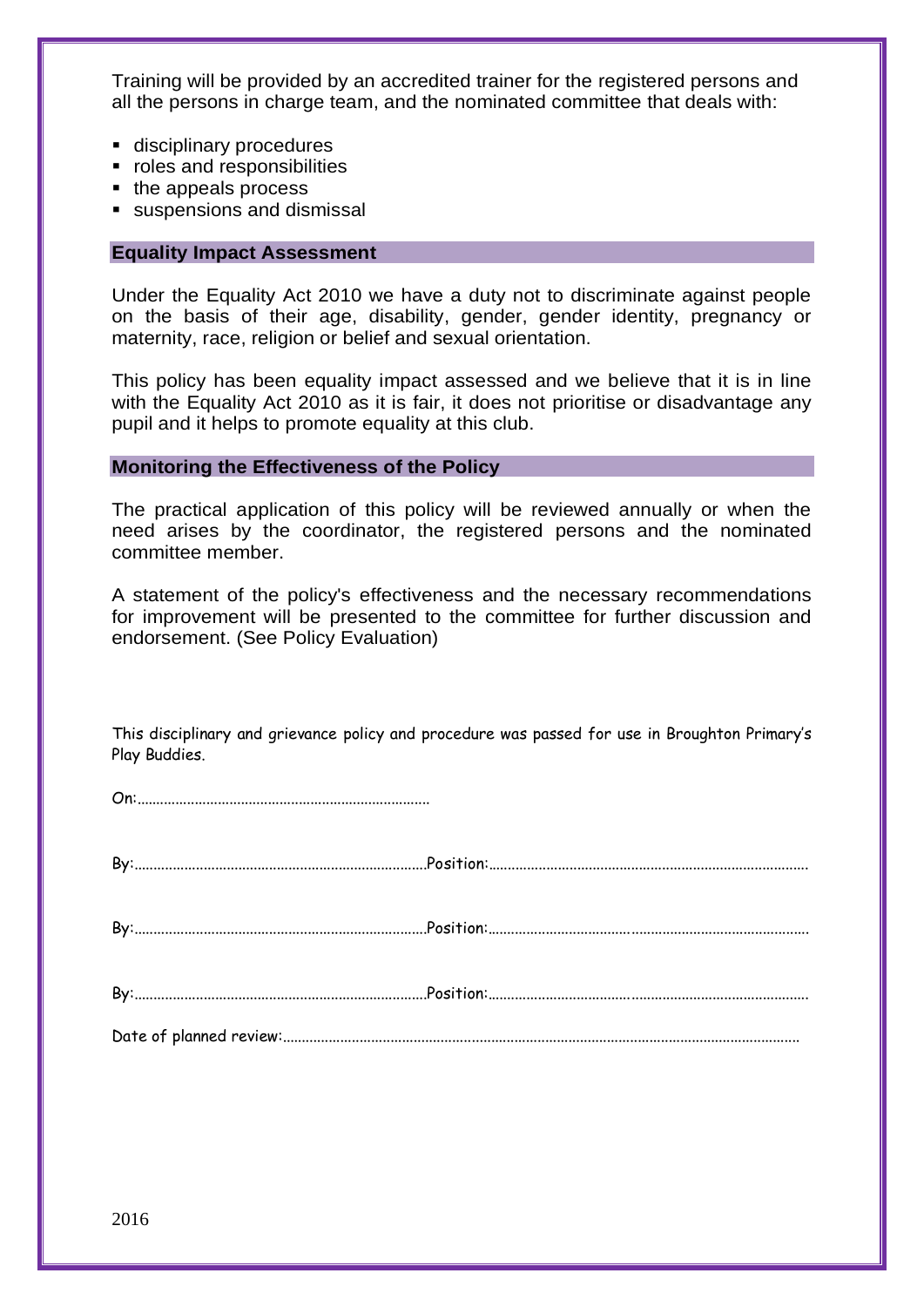Training will be provided by an accredited trainer for the registered persons and all the persons in charge team, and the nominated committee that deals with:

- disciplinary procedures
- roles and responsibilities
- the appeals process
- suspensions and dismissal

## Equality Impact Assessment

Under the Equality Act 2010 we have a duty not to discriminate against people on the basis of their age, disability, gender, gender identity, pregnancy or maternity, race, religion or belief and sexual orientation.

This policy has been equality impact assessed and we believe that it is in line with the Equality Act 2010 as it is fair, it does not prioritise or disadvantage any pupil and it helps to promote equality at this club.

## Monitoring the Effectiveness of the Policy

The practical application of this policy will be reviewed annually or when the need arises by the coordinator, the registered persons and the nominated committee member.

A statement of the policy's effectiveness and the necessary recommendations for improvement will be presented to the committee for further discussion and endorsement. (See Policy Evaluation)

This disciplinary and grievance policy and procedure was passed for use in Broughton Primary's Play Buddies.

On:……………………………………………………………………

By:……………………………………………………………………Position:……………………………………………………………………………

By:……………………………………………………………………Position:……………………………………………………………………………

By:……………………………………………………………………Position:……………………………………………………………………………

Date of planned review:……………………………………………………………………………………………………………………

2016